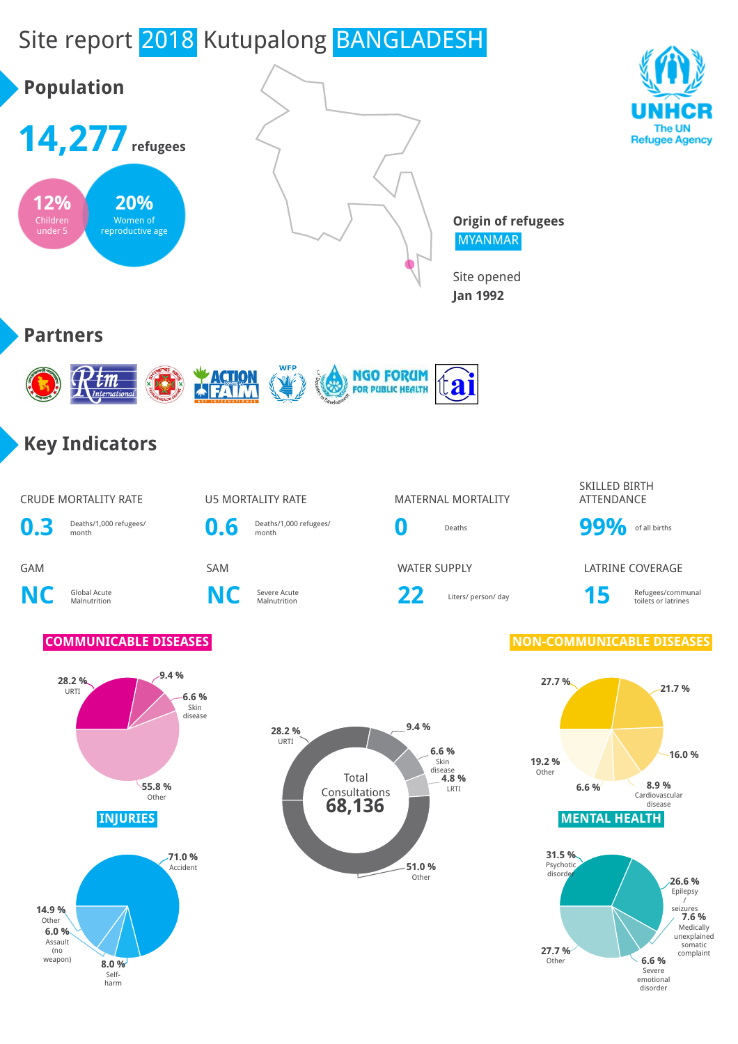# Site report 2018 Kutupalong BANGLADESH

UNHCR
The UN Refugee Agency

## Population

**14,277** refugees

**12%** Children under 5

**20%** Women of reproductive age

**Origin of refugees**
MYANMAR

Site opened
**Jan 1992**

## Partners

ACTION CONTRE LA FAIM
WFP
NGO FORUM FOR PUBLIC HEALTH
tai

## Key Indicators

| CRUDE MORTALITY RATE | U5 MORTALITY RATE | MATERNAL MORTALITY | SKILLED BIRTH ATTENDANCE |
|---|---|---|---|
| **0.3** Deaths/1,000 refugees/ month | **0.6** Deaths/1,000 refugees/ month | **0** Deaths | **99%** of all births |

| GAM | SAM | WATER SUPPLY | LATRINE COVERAGE |
|---|---|---|---|
| **NC** Global Acute Malnutrition | **NC** Severe Acute Malnutrition | **22** Liters/ person/ day | **15** Refugees/communal toilets or latrines |

### COMMUNICABLE DISEASES

- 28.2 % URTI
- 9.4 %
- 6.6 % Skin disease
- 55.8 % Other

### Total Consultations 68,136

- 28.2 % URTI
- 9.4 %
- 6.6 % Skin disease
- 4.8 % LRTI
- 51.0 % Other

### NON-COMMUNICABLE DISEASES

- 27.7 %
- 21.7 %
- 16.0 %
- 8.9 % Cardiovascular disease
- 6.6 %
- 19.2 % Other

### INJURIES

- 71.0 % Accident
- 14.9 % Other
- 6.0 % Assault (no weapon)
- 8.0 % Self-harm

### MENTAL HEALTH

- 31.5 % Psychotic disorder
- 26.6 % Epilepsy / seizures
- 7.6 % Medically unexplained somatic complaint
- 6.6 % Severe emotional disorder
- 27.7 % Other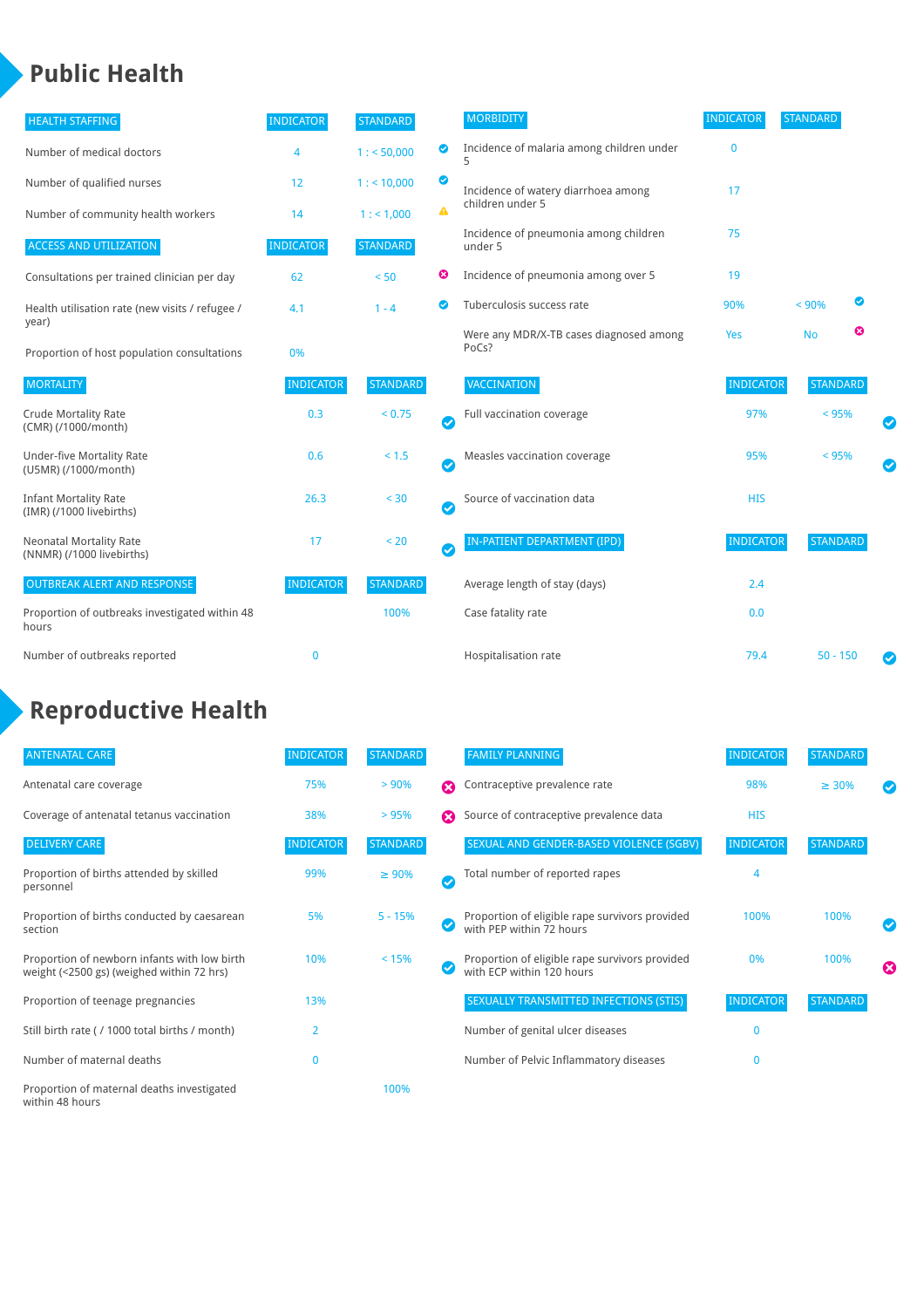# Public Health

| HEALTH STAFFING | INDICATOR | STANDARD | |
|---|---|---|---|
| Number of medical doctors | 4 | 1 : < 50,000 | ✔ |
| Number of qualified nurses | 12 | 1 : < 10,000 | ✔ |
| Number of community health workers | 14 | 1 : < 1,000 | ⚠ |

| ACCESS AND UTILIZATION | INDICATOR | STANDARD | |
|---|---|---|---|
| Consultations per trained clinician per day | 62 | < 50 | ✖ |
| Health utilisation rate (new visits / refugee / year) | 4.1 | 1 - 4 | ✔ |
| Proportion of host population consultations | 0% | | |

| MORTALITY | INDICATOR | STANDARD | |
|---|---|---|---|
| Crude Mortality Rate (CMR) (/1000/month) | 0.3 | < 0.75 | ✔ |
| Under-five Mortality Rate (U5MR) (/1000/month) | 0.6 | < 1.5 | ✔ |
| Infant Mortality Rate (IMR) (/1000 livebirths) | 26.3 | < 30 | ✔ |
| Neonatal Mortality Rate (NNMR) (/1000 livebirths) | 17 | < 20 | ✔ |

| OUTBREAK ALERT AND RESPONSE | INDICATOR | STANDARD |
|---|---|---|
| Proportion of outbreaks investigated within 48 hours | | 100% |
| Number of outbreaks reported | 0 | |

| MORBIDITY | INDICATOR | STANDARD | |
|---|---|---|---|
| Incidence of malaria among children under 5 | 0 | | |
| Incidence of watery diarrhoea among children under 5 | 17 | | |
| Incidence of pneumonia among children under 5 | 75 | | |
| Incidence of pneumonia among over 5 | 19 | | |
| Tuberculosis success rate | 90% | < 90% | ✔ |
| Were any MDR/X-TB cases diagnosed among PoCs? | Yes | No | ✖ |

| VACCINATION | INDICATOR | STANDARD | |
|---|---|---|---|
| Full vaccination coverage | 97% | < 95% | ✔ |
| Measles vaccination coverage | 95% | < 95% | ✔ |
| Source of vaccination data | HIS | | |

| IN-PATIENT DEPARTMENT (IPD) | INDICATOR | STANDARD | |
|---|---|---|---|
| Average length of stay (days) | 2.4 | | |
| Case fatality rate | 0.0 | | |
| Hospitalisation rate | 79.4 | 50 - 150 | ✔ |

# Reproductive Health

| ANTENATAL CARE | INDICATOR | STANDARD | |
|---|---|---|---|
| Antenatal care coverage | 75% | > 90% | ✖ |
| Coverage of antenatal tetanus vaccination | 38% | > 95% | ✖ |

| DELIVERY CARE | INDICATOR | STANDARD | |
|---|---|---|---|
| Proportion of births attended by skilled personnel | 99% | ≥ 90% | ✔ |
| Proportion of births conducted by caesarean section | 5% | 5 - 15% | ✔ |
| Proportion of newborn infants with low birth weight (<2500 gs) (weighed within 72 hrs) | 10% | < 15% | ✔ |
| Proportion of teenage pregnancies | 13% | | |
| Still birth rate ( / 1000 total births / month) | 2 | | |
| Number of maternal deaths | 0 | | |
| Proportion of maternal deaths investigated within 48 hours | | 100% | |

| FAMILY PLANNING | INDICATOR | STANDARD | |
|---|---|---|---|
| Contraceptive prevalence rate | 98% | ≥ 30% | ✔ |
| Source of contraceptive prevalence data | HIS | | |

| SEXUAL AND GENDER-BASED VIOLENCE (SGBV) | INDICATOR | STANDARD | |
|---|---|---|---|
| Total number of reported rapes | 4 | | |
| Proportion of eligible rape survivors provided with PEP within 72 hours | 100% | 100% | ✔ |
| Proportion of eligible rape survivors provided with ECP within 120 hours | 0% | 100% | ✖ |

| SEXUALLY TRANSMITTED INFECTIONS (STIS) | INDICATOR | STANDARD |
|---|---|---|
| Number of genital ulcer diseases | 0 | |
| Number of Pelvic Inflammatory diseases | 0 | |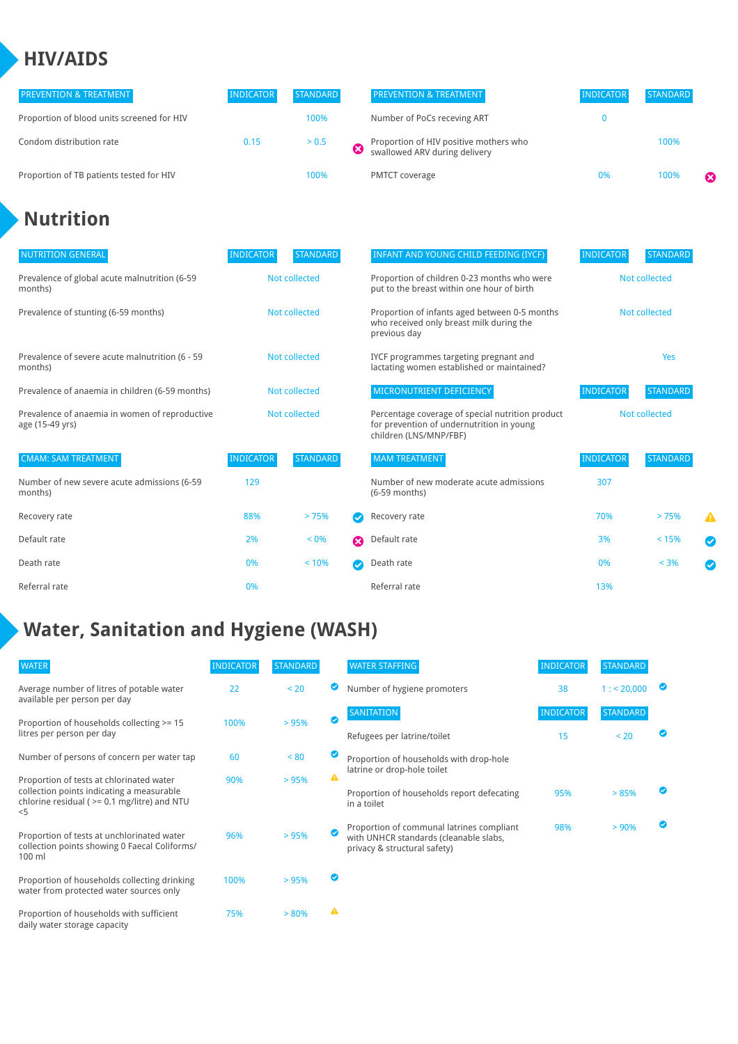# HIV/AIDS

| PREVENTION & TREATMENT | INDICATOR | STANDARD | |
|---|---|---|---|
| Proportion of blood units screened for HIV | | 100% | |
| Condom distribution rate | 0.15 | > 0.5 | ✖ |
| Proportion of TB patients tested for HIV | | 100% | |

| PREVENTION & TREATMENT | INDICATOR | STANDARD | |
|---|---|---|---|
| Number of PoCs receving ART | 0 | | |
| Proportion of HIV positive mothers who swallowed ARV during delivery | | 100% | |
| PMTCT coverage | 0% | 100% | ✖ |

# Nutrition

| NUTRITION GENERAL | INDICATOR | STANDARD |
|---|---|---|
| Prevalence of global acute malnutrition (6-59 months) | Not collected | |
| Prevalence of stunting (6-59 months) | Not collected | |
| Prevalence of severe acute malnutrition (6 - 59 months) | Not collected | |
| Prevalence of anaemia in children (6-59 months) | Not collected | |
| Prevalence of anaemia in women of reproductive age (15-49 yrs) | Not collected | |

| INFANT AND YOUNG CHILD FEEDING (IYCF) | INDICATOR | STANDARD |
|---|---|---|
| Proportion of children 0-23 months who were put to the breast within one hour of birth | Not collected | |
| Proportion of infants aged between 0-5 months who received only breast milk during the previous day | Not collected | |
| IYCF programmes targeting pregnant and lactating women established or maintained? | | Yes |

| MICRONUTRIENT DEFICIENCY | INDICATOR | STANDARD |
|---|---|---|
| Percentage coverage of special nutrition product for prevention of undernutrition in young children (LNS/MNP/FBF) | Not collected | |

| CMAM: SAM TREATMENT | INDICATOR | STANDARD | |
|---|---|---|---|
| Number of new severe acute admissions (6-59 months) | 129 | | |
| Recovery rate | 88% | > 75% | ✔ |
| Default rate | 2% | < 0% | ✖ |
| Death rate | 0% | < 10% | ✔ |
| Referral rate | 0% | | |

| MAM TREATMENT | INDICATOR | STANDARD | |
|---|---|---|---|
| Number of new moderate acute admissions (6-59 months) | 307 | | |
| Recovery rate | 70% | > 75% | ⚠ |
| Default rate | 3% | < 15% | ✔ |
| Death rate | 0% | < 3% | ✔ |
| Referral rate | 13% | | |

# Water, Sanitation and Hygiene (WASH)

| WATER | INDICATOR | STANDARD | |
|---|---|---|---|
| Average number of litres of potable water available per person per day | 22 | < 20 | ✔ |
| Proportion of households collecting >= 15 litres per person per day | 100% | > 95% | ✔ |
| Number of persons of concern per water tap | 60 | < 80 | ✔ |
| Proportion of tests at chlorinated water collection points indicating a measurable chlorine residual ( >= 0.1 mg/litre) and NTU <5 | 90% | > 95% | ⚠ |
| Proportion of tests at unchlorinated water collection points showing 0 Faecal Coliforms/ 100 ml | 96% | > 95% | ✔ |
| Proportion of households collecting drinking water from protected water sources only | 100% | > 95% | ✔ |
| Proportion of households with sufficient daily water storage capacity | 75% | > 80% | ⚠ |

| WATER STAFFING | INDICATOR | STANDARD | |
|---|---|---|---|
| Number of hygiene promoters | 38 | 1 : < 20,000 | ✔ |

| SANITATION | INDICATOR | STANDARD | |
|---|---|---|---|
| Refugees per latrine/toilet | 15 | < 20 | ✔ |
| Proportion of households with drop-hole latrine or drop-hole toilet | | | |
| Proportion of households report defecating in a toilet | 95% | > 85% | ✔ |
| Proportion of communal latrines compliant with UNHCR standards (cleanable slabs, privacy & structural safety) | 98% | > 90% | ✔ |